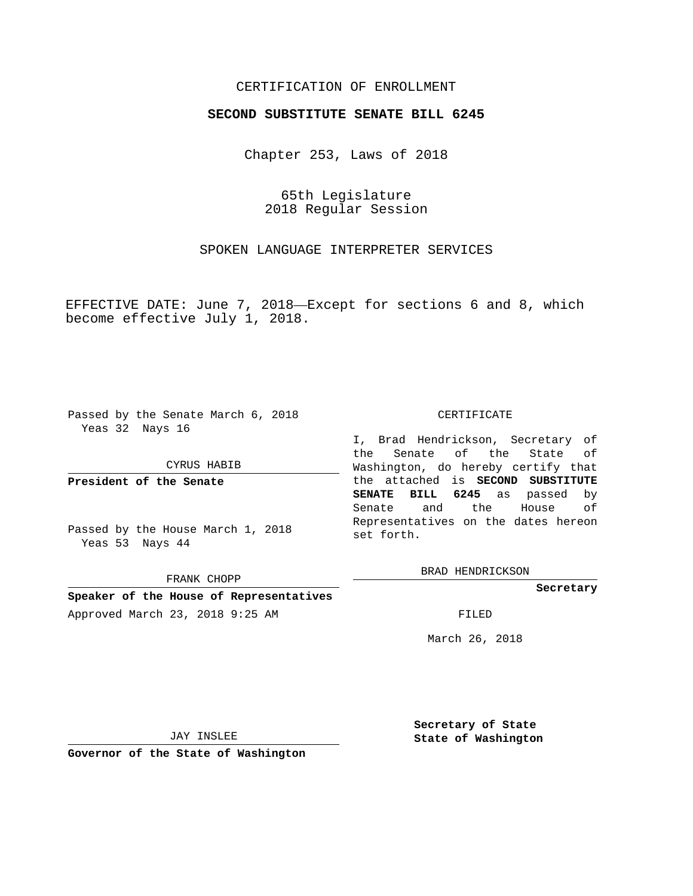CERTIFICATION OF ENROLLMENT

**SECOND SUBSTITUTE SENATE BILL 6245**

Chapter 253, Laws of 2018

65th Legislature
2018 Regular Session

SPOKEN LANGUAGE INTERPRETER SERVICES

EFFECTIVE DATE: June 7, 2018—Except for sections 6 and 8, which become effective July 1, 2018.

Passed by the Senate March 6, 2018
Yeas 32 Nays 16

CYRUS HABIB

**President of the Senate**

Passed by the House March 1, 2018
Yeas 53 Nays 44

FRANK CHOPP

**Speaker of the House of Representatives**

Approved March 23, 2018 9:25 AM

JAY INSLEE

**Governor of the State of Washington**

CERTIFICATE

I, Brad Hendrickson, Secretary of the Senate of the State of Washington, do hereby certify that the attached is **SECOND SUBSTITUTE SENATE BILL 6245** as passed by Senate and the House of Representatives on the dates hereon set forth.

BRAD HENDRICKSON

**Secretary**

FILED

March 26, 2018

**Secretary of State**
**State of Washington**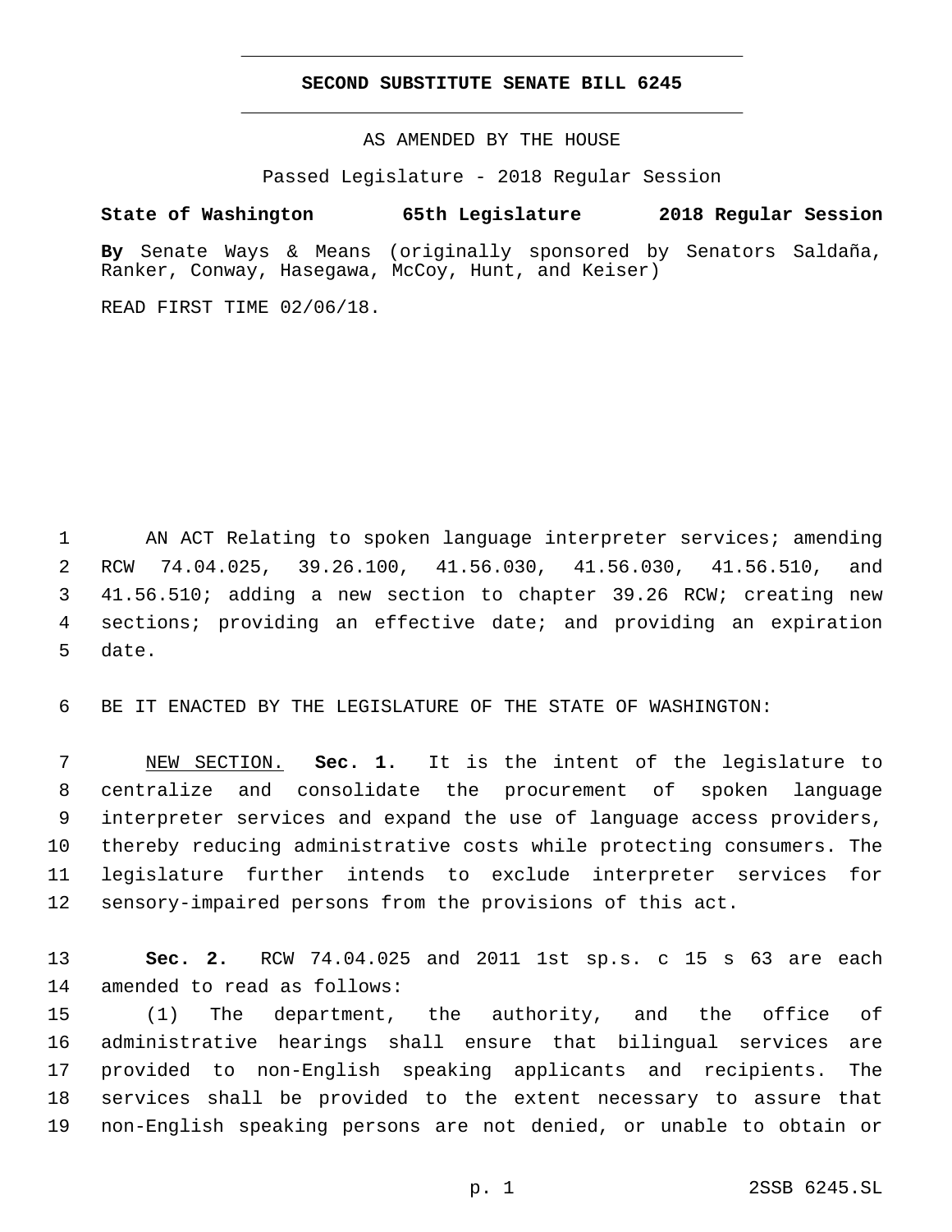# SECOND SUBSTITUTE SENATE BILL 6245

AS AMENDED BY THE HOUSE

Passed Legislature - 2018 Regular Session

**State of Washington 65th Legislature 2018 Regular Session**

**By** Senate Ways & Means (originally sponsored by Senators Saldaña, Ranker, Conway, Hasegawa, McCoy, Hunt, and Keiser)

READ FIRST TIME 02/06/18.

1 AN ACT Relating to spoken language interpreter services; amending
2 RCW 74.04.025, 39.26.100, 41.56.030, 41.56.030, 41.56.510, and
3 41.56.510; adding a new section to chapter 39.26 RCW; creating new
4 sections; providing an effective date; and providing an expiration
5 date.

6 BE IT ENACTED BY THE LEGISLATURE OF THE STATE OF WASHINGTON:

7 NEW SECTION. **Sec. 1.** It is the intent of the legislature to
8 centralize and consolidate the procurement of spoken language
9 interpreter services and expand the use of language access providers,
10 thereby reducing administrative costs while protecting consumers. The
11 legislature further intends to exclude interpreter services for
12 sensory-impaired persons from the provisions of this act.

13 **Sec. 2.** RCW 74.04.025 and 2011 1st sp.s. c 15 s 63 are each
14 amended to read as follows:

15 (1) The department, the authority, and the office of
16 administrative hearings shall ensure that bilingual services are
17 provided to non-English speaking applicants and recipients. The
18 services shall be provided to the extent necessary to assure that
19 non-English speaking persons are not denied, or unable to obtain or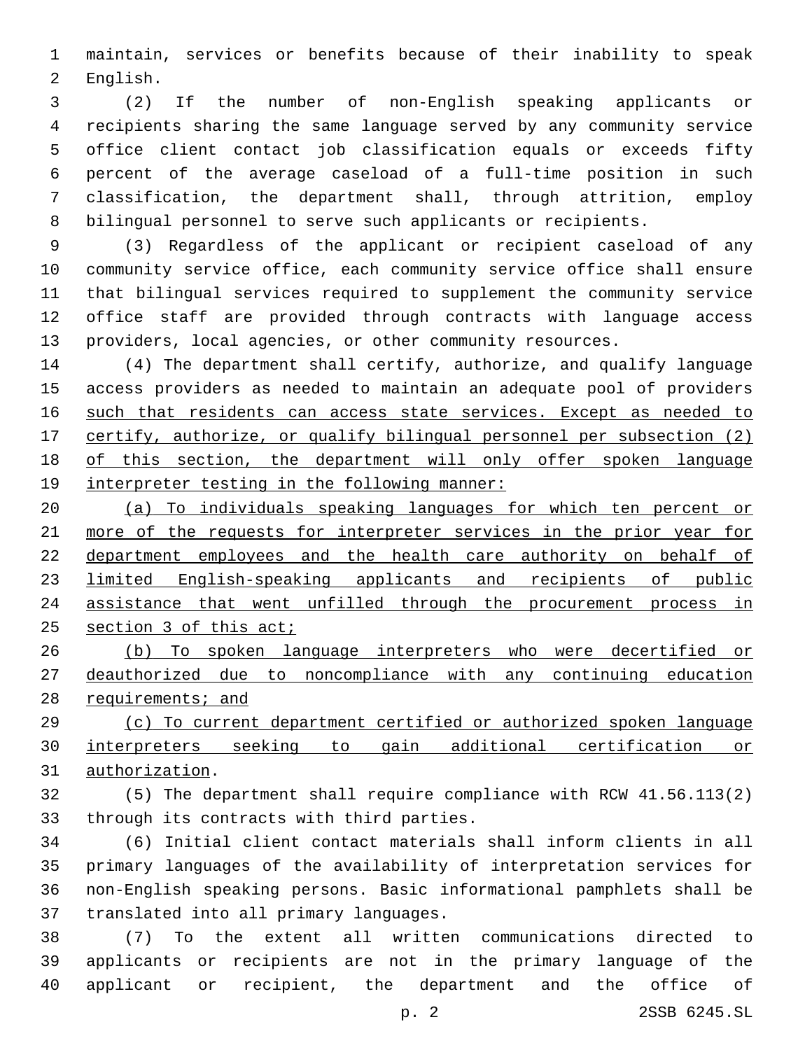maintain, services or benefits because of their inability to speak English.

(2) If the number of non-English speaking applicants or recipients sharing the same language served by any community service office client contact job classification equals or exceeds fifty percent of the average caseload of a full-time position in such classification, the department shall, through attrition, employ bilingual personnel to serve such applicants or recipients.

(3) Regardless of the applicant or recipient caseload of any community service office, each community service office shall ensure that bilingual services required to supplement the community service office staff are provided through contracts with language access providers, local agencies, or other community resources.

(4) The department shall certify, authorize, and qualify language access providers as needed to maintain an adequate pool of providers <u>such that residents can access state services. Except as needed to certify, authorize, or qualify bilingual personnel per subsection (2) of this section, the department will only offer spoken language interpreter testing in the following manner:</u>

<u>(a) To individuals speaking languages for which ten percent or more of the requests for interpreter services in the prior year for department employees and the health care authority on behalf of limited English-speaking applicants and recipients of public assistance that went unfilled through the procurement process in section 3 of this act;</u>

<u>(b) To spoken language interpreters who were decertified or deauthorized due to noncompliance with any continuing education requirements; and</u>

<u>(c) To current department certified or authorized spoken language interpreters seeking to gain additional certification or authorization</u>.

(5) The department shall require compliance with RCW 41.56.113(2) through its contracts with third parties.

(6) Initial client contact materials shall inform clients in all primary languages of the availability of interpretation services for non-English speaking persons. Basic informational pamphlets shall be translated into all primary languages.

(7) To the extent all written communications directed to applicants or recipients are not in the primary language of the applicant or recipient, the department and the office of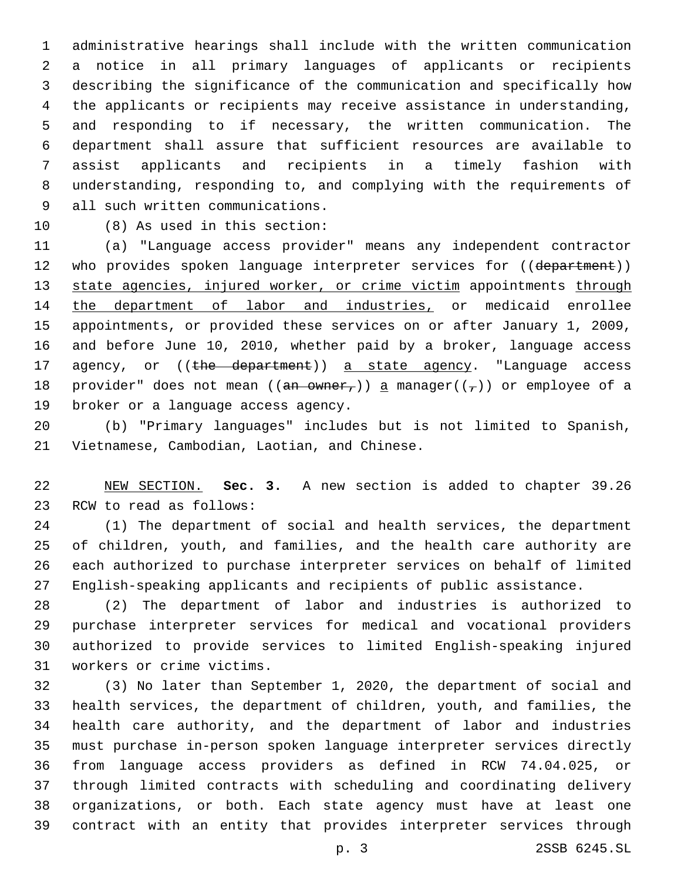administrative hearings shall include with the written communication a notice in all primary languages of applicants or recipients describing the significance of the communication and specifically how the applicants or recipients may receive assistance in understanding, and responding to if necessary, the written communication. The department shall assure that sufficient resources are available to assist applicants and recipients in a timely fashion with understanding, responding to, and complying with the requirements of all such written communications.

(8) As used in this section:

(a) "Language access provider" means any independent contractor who provides spoken language interpreter services for ((~~department~~)) <u>state agencies, injured worker, or crime victim</u> appointments <u>through the department of labor and industries,</u> or medicaid enrollee appointments, or provided these services on or after January 1, 2009, and before June 10, 2010, whether paid by a broker, language access agency, or ((~~the department~~)) <u>a state agency</u>. "Language access provider" does not mean ((~~an owner,~~)) <u>a</u> manager((~~,~~)) or employee of a broker or a language access agency.

(b) "Primary languages" includes but is not limited to Spanish, Vietnamese, Cambodian, Laotian, and Chinese.

<u>NEW SECTION.</u> **Sec. 3.** A new section is added to chapter 39.26 RCW to read as follows:

(1) The department of social and health services, the department of children, youth, and families, and the health care authority are each authorized to purchase interpreter services on behalf of limited English-speaking applicants and recipients of public assistance.

(2) The department of labor and industries is authorized to purchase interpreter services for medical and vocational providers authorized to provide services to limited English-speaking injured workers or crime victims.

(3) No later than September 1, 2020, the department of social and health services, the department of children, youth, and families, the health care authority, and the department of labor and industries must purchase in-person spoken language interpreter services directly from language access providers as defined in RCW 74.04.025, or through limited contracts with scheduling and coordinating delivery organizations, or both. Each state agency must have at least one contract with an entity that provides interpreter services through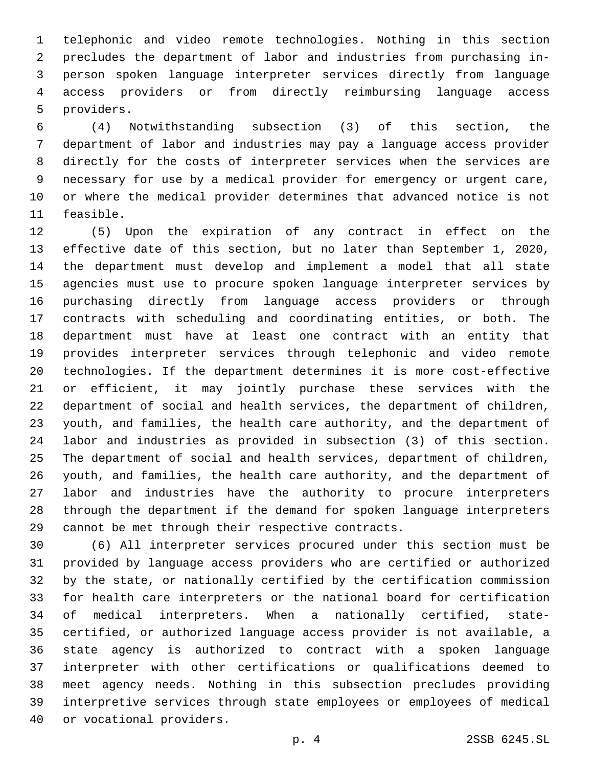telephonic and video remote technologies. Nothing in this section precludes the department of labor and industries from purchasing in-person spoken language interpreter services directly from language access providers or from directly reimbursing language access providers.

(4) Notwithstanding subsection (3) of this section, the department of labor and industries may pay a language access provider directly for the costs of interpreter services when the services are necessary for use by a medical provider for emergency or urgent care, or where the medical provider determines that advanced notice is not feasible.

(5) Upon the expiration of any contract in effect on the effective date of this section, but no later than September 1, 2020, the department must develop and implement a model that all state agencies must use to procure spoken language interpreter services by purchasing directly from language access providers or through contracts with scheduling and coordinating entities, or both. The department must have at least one contract with an entity that provides interpreter services through telephonic and video remote technologies. If the department determines it is more cost-effective or efficient, it may jointly purchase these services with the department of social and health services, the department of children, youth, and families, the health care authority, and the department of labor and industries as provided in subsection (3) of this section. The department of social and health services, department of children, youth, and families, the health care authority, and the department of labor and industries have the authority to procure interpreters through the department if the demand for spoken language interpreters cannot be met through their respective contracts.

(6) All interpreter services procured under this section must be provided by language access providers who are certified or authorized by the state, or nationally certified by the certification commission for health care interpreters or the national board for certification of medical interpreters. When a nationally certified, state-certified, or authorized language access provider is not available, a state agency is authorized to contract with a spoken language interpreter with other certifications or qualifications deemed to meet agency needs. Nothing in this subsection precludes providing interpretive services through state employees or employees of medical or vocational providers.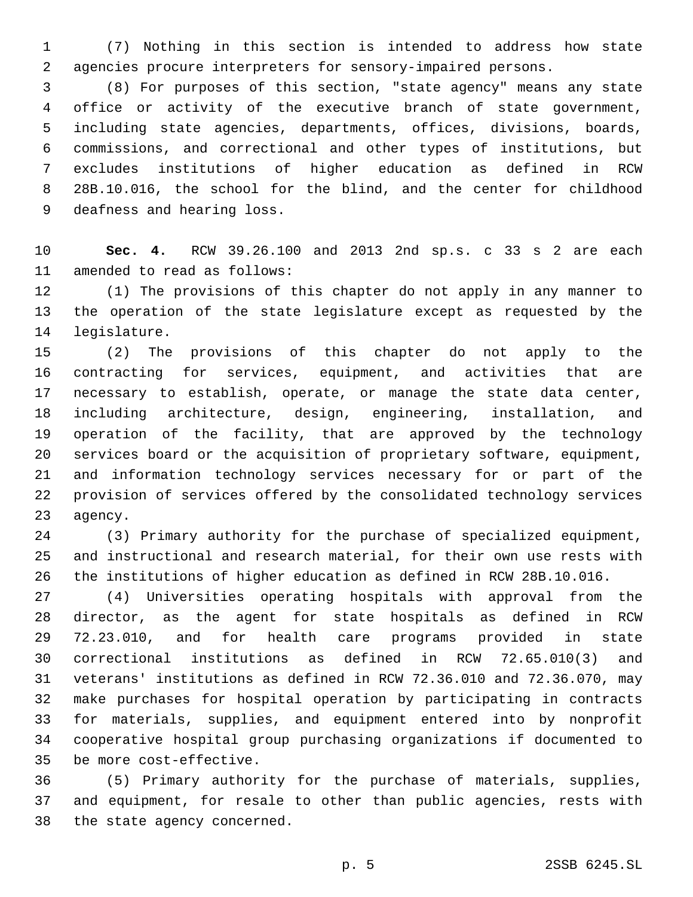(7) Nothing in this section is intended to address how state agencies procure interpreters for sensory-impaired persons.

(8) For purposes of this section, "state agency" means any state office or activity of the executive branch of state government, including state agencies, departments, offices, divisions, boards, commissions, and correctional and other types of institutions, but excludes institutions of higher education as defined in RCW 28B.10.016, the school for the blind, and the center for childhood deafness and hearing loss.

**Sec. 4.** RCW 39.26.100 and 2013 2nd sp.s. c 33 s 2 are each amended to read as follows:

(1) The provisions of this chapter do not apply in any manner to the operation of the state legislature except as requested by the legislature.

(2) The provisions of this chapter do not apply to the contracting for services, equipment, and activities that are necessary to establish, operate, or manage the state data center, including architecture, design, engineering, installation, and operation of the facility, that are approved by the technology services board or the acquisition of proprietary software, equipment, and information technology services necessary for or part of the provision of services offered by the consolidated technology services agency.

(3) Primary authority for the purchase of specialized equipment, and instructional and research material, for their own use rests with the institutions of higher education as defined in RCW 28B.10.016.

(4) Universities operating hospitals with approval from the director, as the agent for state hospitals as defined in RCW 72.23.010, and for health care programs provided in state correctional institutions as defined in RCW 72.65.010(3) and veterans' institutions as defined in RCW 72.36.010 and 72.36.070, may make purchases for hospital operation by participating in contracts for materials, supplies, and equipment entered into by nonprofit cooperative hospital group purchasing organizations if documented to be more cost-effective.

(5) Primary authority for the purchase of materials, supplies, and equipment, for resale to other than public agencies, rests with the state agency concerned.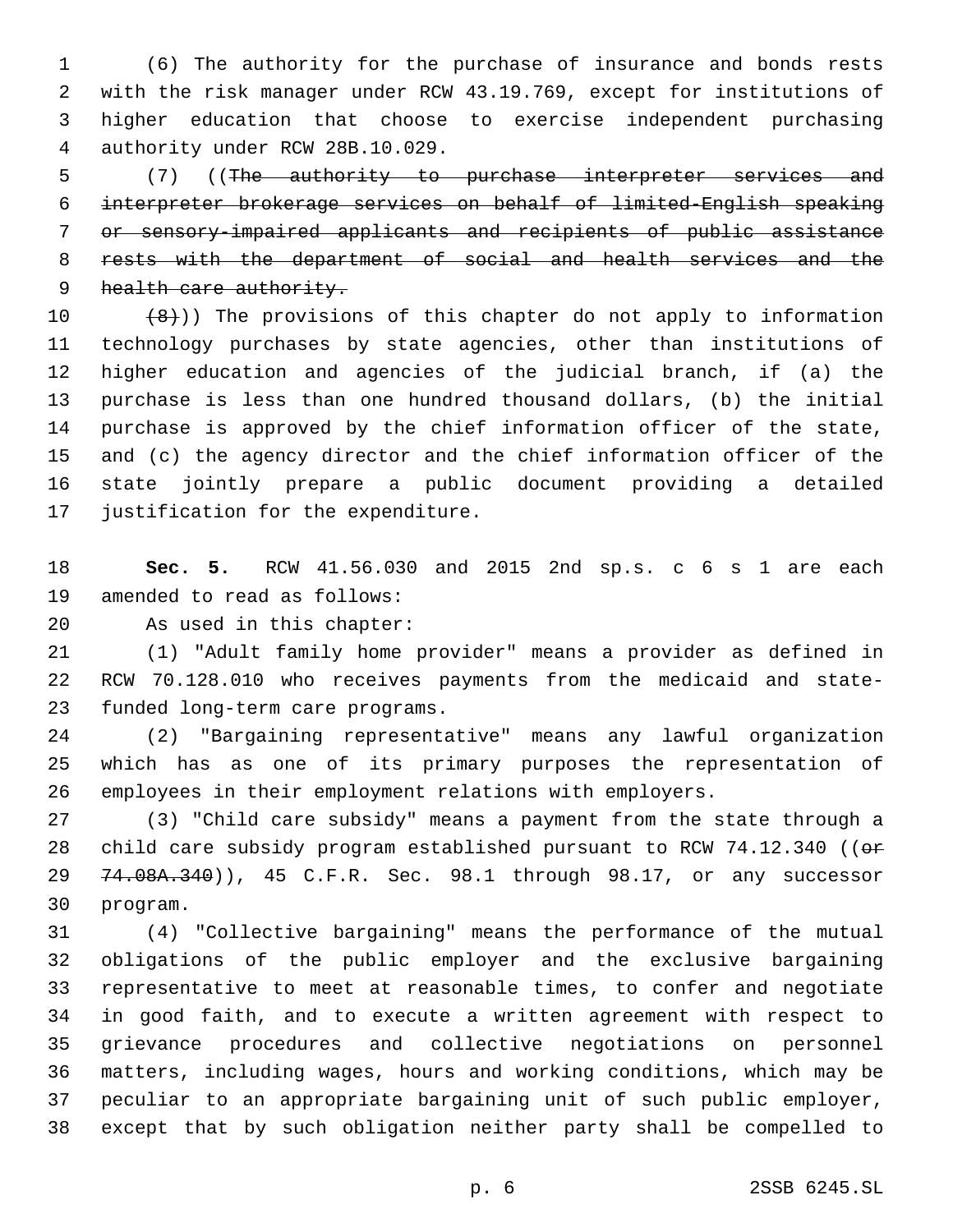(6) The authority for the purchase of insurance and bonds rests with the risk manager under RCW 43.19.769, except for institutions of higher education that choose to exercise independent purchasing authority under RCW 28B.10.029.

(7) ((~~The authority to purchase interpreter services and interpreter brokerage services on behalf of limited-English speaking or sensory-impaired applicants and recipients of public assistance rests with the department of social and health services and the health care authority.~~

~~(8)~~)) The provisions of this chapter do not apply to information technology purchases by state agencies, other than institutions of higher education and agencies of the judicial branch, if (a) the purchase is less than one hundred thousand dollars, (b) the initial purchase is approved by the chief information officer of the state, and (c) the agency director and the chief information officer of the state jointly prepare a public document providing a detailed justification for the expenditure.

**Sec. 5.** RCW 41.56.030 and 2015 2nd sp.s. c 6 s 1 are each amended to read as follows:

As used in this chapter:

(1) "Adult family home provider" means a provider as defined in RCW 70.128.010 who receives payments from the medicaid and state-funded long-term care programs.

(2) "Bargaining representative" means any lawful organization which has as one of its primary purposes the representation of employees in their employment relations with employers.

(3) "Child care subsidy" means a payment from the state through a child care subsidy program established pursuant to RCW 74.12.340 ((~~or 74.08A.340~~)), 45 C.F.R. Sec. 98.1 through 98.17, or any successor program.

(4) "Collective bargaining" means the performance of the mutual obligations of the public employer and the exclusive bargaining representative to meet at reasonable times, to confer and negotiate in good faith, and to execute a written agreement with respect to grievance procedures and collective negotiations on personnel matters, including wages, hours and working conditions, which may be peculiar to an appropriate bargaining unit of such public employer, except that by such obligation neither party shall be compelled to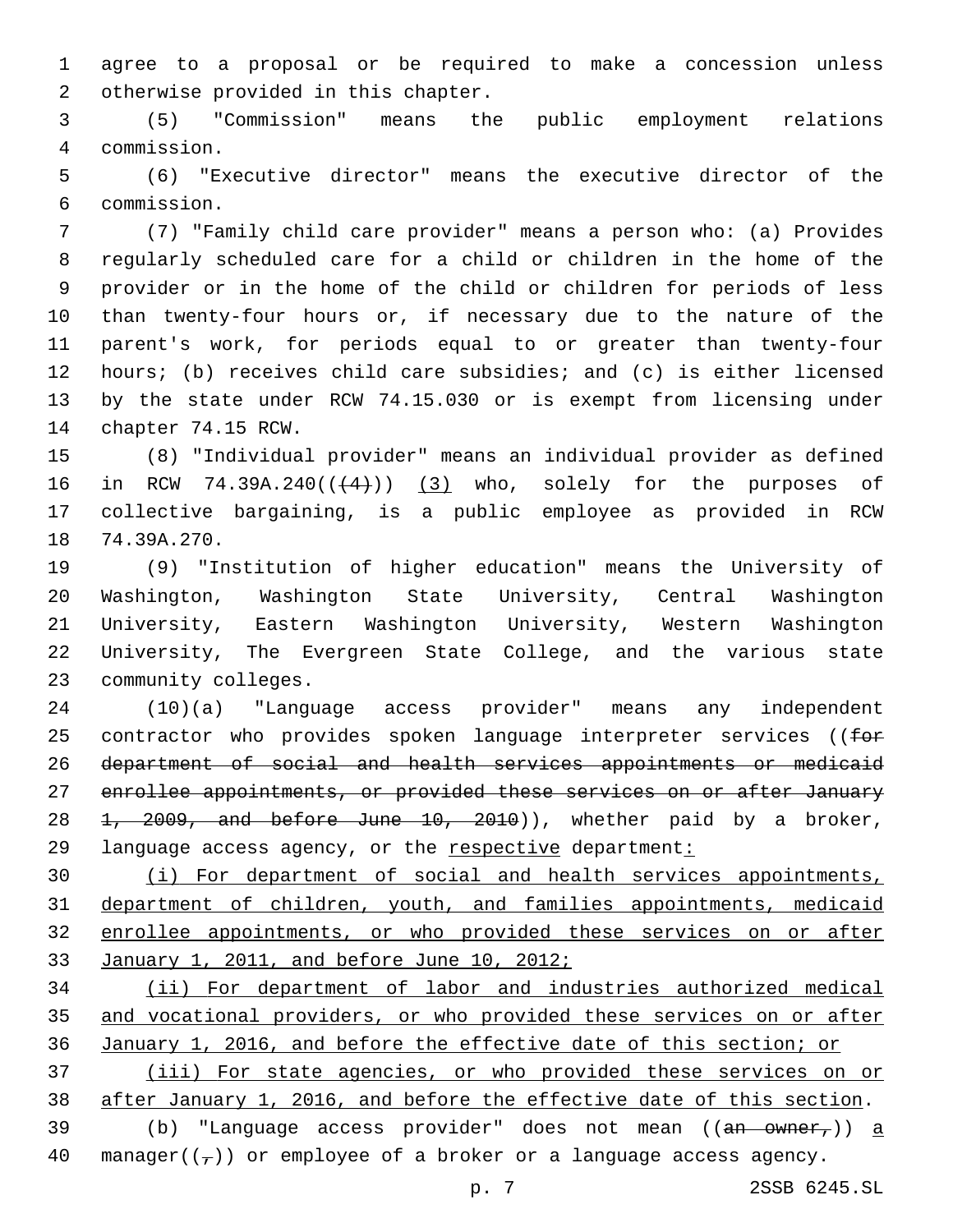agree to a proposal or be required to make a concession unless otherwise provided in this chapter.

(5) "Commission" means the public employment relations commission.

(6) "Executive director" means the executive director of the commission.

(7) "Family child care provider" means a person who: (a) Provides regularly scheduled care for a child or children in the home of the provider or in the home of the child or children for periods of less than twenty-four hours or, if necessary due to the nature of the parent's work, for periods equal to or greater than twenty-four hours; (b) receives child care subsidies; and (c) is either licensed by the state under RCW 74.15.030 or is exempt from licensing under chapter 74.15 RCW.

(8) "Individual provider" means an individual provider as defined in RCW 74.39A.240((~~(4)~~)) <u>(3)</u> who, solely for the purposes of collective bargaining, is a public employee as provided in RCW 74.39A.270.

(9) "Institution of higher education" means the University of Washington, Washington State University, Central Washington University, Eastern Washington University, Western Washington University, The Evergreen State College, and the various state community colleges.

(10)(a) "Language access provider" means any independent contractor who provides spoken language interpreter services ((~~for department of social and health services appointments or medicaid enrollee appointments, or provided these services on or after January 1, 2009, and before June 10, 2010~~)), whether paid by a broker, language access agency, or the <u>respective</u> department<u>:</u>

<u>(i) For department of social and health services appointments, department of children, youth, and families appointments, medicaid enrollee appointments, or who provided these services on or after January 1, 2011, and before June 10, 2012;</u>

<u>(ii) For department of labor and industries authorized medical and vocational providers, or who provided these services on or after January 1, 2016, and before the effective date of this section; or</u>

<u>(iii) For state agencies, or who provided these services on or after January 1, 2016, and before the effective date of this section</u>.

(b) "Language access provider" does not mean ((~~an owner,~~)) <u>a</u> manager((~~,~~)) or employee of a broker or a language access agency.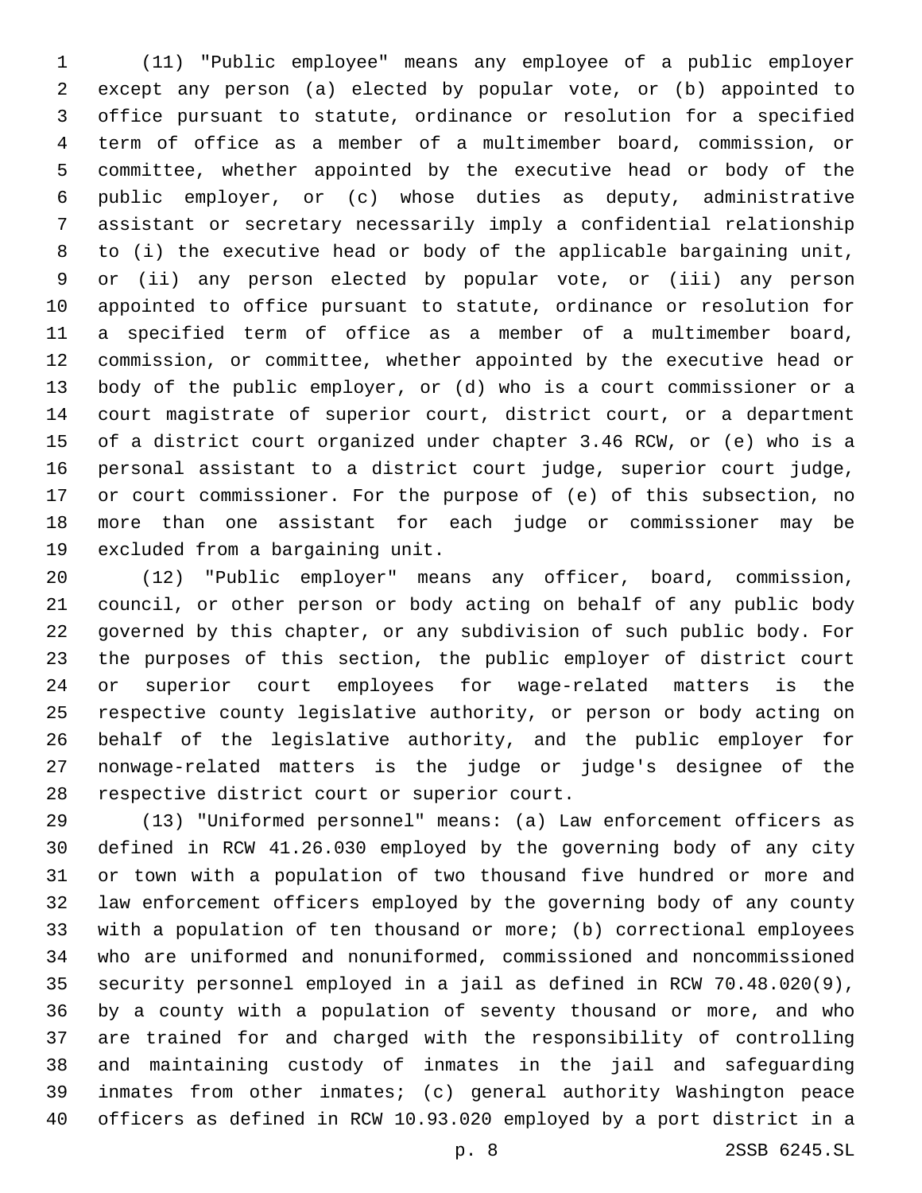(11) "Public employee" means any employee of a public employer except any person (a) elected by popular vote, or (b) appointed to office pursuant to statute, ordinance or resolution for a specified term of office as a member of a multimember board, commission, or committee, whether appointed by the executive head or body of the public employer, or (c) whose duties as deputy, administrative assistant or secretary necessarily imply a confidential relationship to (i) the executive head or body of the applicable bargaining unit, or (ii) any person elected by popular vote, or (iii) any person appointed to office pursuant to statute, ordinance or resolution for a specified term of office as a member of a multimember board, commission, or committee, whether appointed by the executive head or body of the public employer, or (d) who is a court commissioner or a court magistrate of superior court, district court, or a department of a district court organized under chapter 3.46 RCW, or (e) who is a personal assistant to a district court judge, superior court judge, or court commissioner. For the purpose of (e) of this subsection, no more than one assistant for each judge or commissioner may be excluded from a bargaining unit.

(12) "Public employer" means any officer, board, commission, council, or other person or body acting on behalf of any public body governed by this chapter, or any subdivision of such public body. For the purposes of this section, the public employer of district court or superior court employees for wage-related matters is the respective county legislative authority, or person or body acting on behalf of the legislative authority, and the public employer for nonwage-related matters is the judge or judge's designee of the respective district court or superior court.

(13) "Uniformed personnel" means: (a) Law enforcement officers as defined in RCW 41.26.030 employed by the governing body of any city or town with a population of two thousand five hundred or more and law enforcement officers employed by the governing body of any county with a population of ten thousand or more; (b) correctional employees who are uniformed and nonuniformed, commissioned and noncommissioned security personnel employed in a jail as defined in RCW 70.48.020(9), by a county with a population of seventy thousand or more, and who are trained for and charged with the responsibility of controlling and maintaining custody of inmates in the jail and safeguarding inmates from other inmates; (c) general authority Washington peace officers as defined in RCW 10.93.020 employed by a port district in a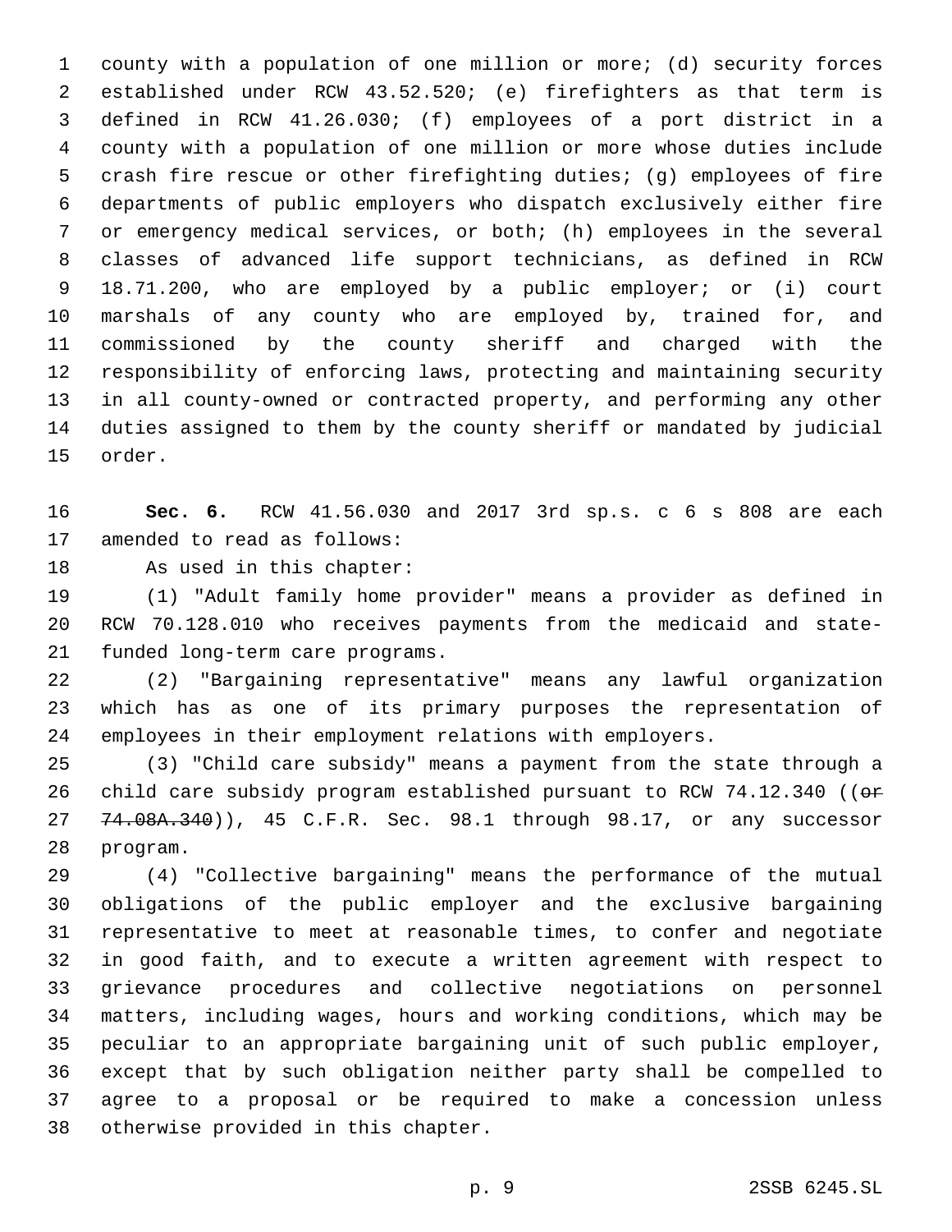county with a population of one million or more; (d) security forces established under RCW 43.52.520; (e) firefighters as that term is defined in RCW 41.26.030; (f) employees of a port district in a county with a population of one million or more whose duties include crash fire rescue or other firefighting duties; (g) employees of fire departments of public employers who dispatch exclusively either fire or emergency medical services, or both; (h) employees in the several classes of advanced life support technicians, as defined in RCW 18.71.200, who are employed by a public employer; or (i) court marshals of any county who are employed by, trained for, and commissioned by the county sheriff and charged with the responsibility of enforcing laws, protecting and maintaining security in all county-owned or contracted property, and performing any other duties assigned to them by the county sheriff or mandated by judicial order.

**Sec. 6.** RCW 41.56.030 and 2017 3rd sp.s. c 6 s 808 are each amended to read as follows:

As used in this chapter:

(1) "Adult family home provider" means a provider as defined in RCW 70.128.010 who receives payments from the medicaid and state-funded long-term care programs.

(2) "Bargaining representative" means any lawful organization which has as one of its primary purposes the representation of employees in their employment relations with employers.

(3) "Child care subsidy" means a payment from the state through a child care subsidy program established pursuant to RCW 74.12.340 ((~~or 74.08A.340~~)), 45 C.F.R. Sec. 98.1 through 98.17, or any successor program.

(4) "Collective bargaining" means the performance of the mutual obligations of the public employer and the exclusive bargaining representative to meet at reasonable times, to confer and negotiate in good faith, and to execute a written agreement with respect to grievance procedures and collective negotiations on personnel matters, including wages, hours and working conditions, which may be peculiar to an appropriate bargaining unit of such public employer, except that by such obligation neither party shall be compelled to agree to a proposal or be required to make a concession unless otherwise provided in this chapter.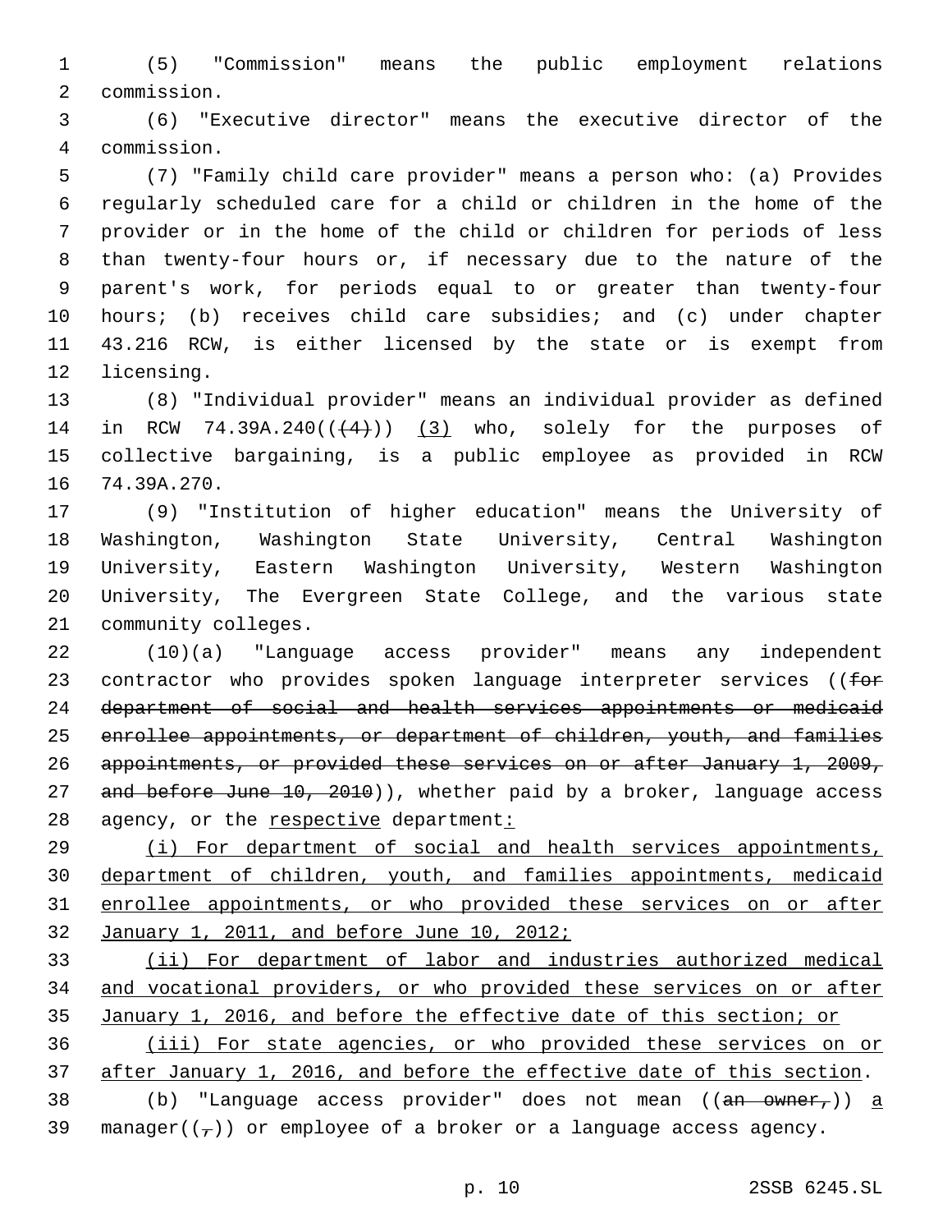(5) "Commission" means the public employment relations commission.

(6) "Executive director" means the executive director of the commission.

(7) "Family child care provider" means a person who: (a) Provides regularly scheduled care for a child or children in the home of the provider or in the home of the child or children for periods of less than twenty-four hours or, if necessary due to the nature of the parent's work, for periods equal to or greater than twenty-four hours; (b) receives child care subsidies; and (c) under chapter 43.216 RCW, is either licensed by the state or is exempt from licensing.

(8) "Individual provider" means an individual provider as defined in RCW 74.39A.240((~~(4)~~)) <u>(3)</u> who, solely for the purposes of collective bargaining, is a public employee as provided in RCW 74.39A.270.

(9) "Institution of higher education" means the University of Washington, Washington State University, Central Washington University, Eastern Washington University, Western Washington University, The Evergreen State College, and the various state community colleges.

(10)(a) "Language access provider" means any independent contractor who provides spoken language interpreter services ((~~for department of social and health services appointments or medicaid enrollee appointments, or department of children, youth, and families appointments, or provided these services on or after January 1, 2009, and before June 10, 2010~~)), whether paid by a broker, language access agency, or the <u>respective</u> department<u>:</u>

<u>(i) For department of social and health services appointments, department of children, youth, and families appointments, medicaid enrollee appointments, or who provided these services on or after January 1, 2011, and before June 10, 2012;</u>

<u>(ii) For department of labor and industries authorized medical and vocational providers, or who provided these services on or after January 1, 2016, and before the effective date of this section; or</u>

<u>(iii) For state agencies, or who provided these services on or after January 1, 2016, and before the effective date of this section</u>.

(b) "Language access provider" does not mean ((~~an owner,~~)) <u>a</u> manager((~~,~~)) or employee of a broker or a language access agency.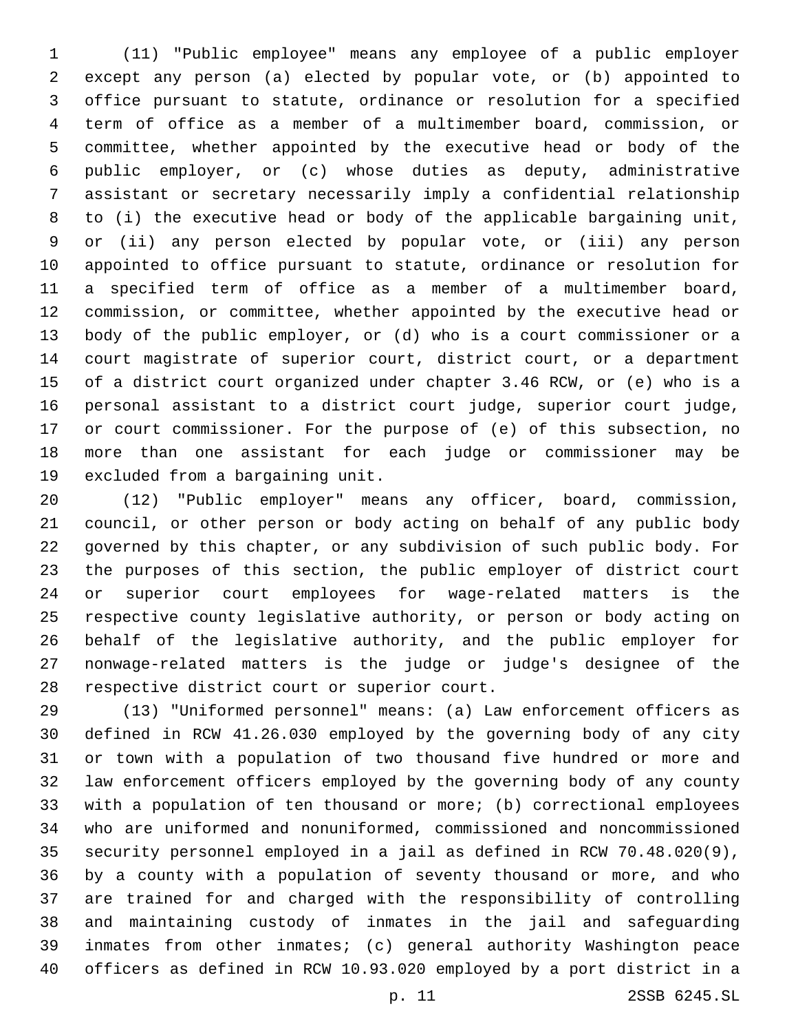(11) "Public employee" means any employee of a public employer except any person (a) elected by popular vote, or (b) appointed to office pursuant to statute, ordinance or resolution for a specified term of office as a member of a multimember board, commission, or committee, whether appointed by the executive head or body of the public employer, or (c) whose duties as deputy, administrative assistant or secretary necessarily imply a confidential relationship to (i) the executive head or body of the applicable bargaining unit, or (ii) any person elected by popular vote, or (iii) any person appointed to office pursuant to statute, ordinance or resolution for a specified term of office as a member of a multimember board, commission, or committee, whether appointed by the executive head or body of the public employer, or (d) who is a court commissioner or a court magistrate of superior court, district court, or a department of a district court organized under chapter 3.46 RCW, or (e) who is a personal assistant to a district court judge, superior court judge, or court commissioner. For the purpose of (e) of this subsection, no more than one assistant for each judge or commissioner may be excluded from a bargaining unit.

(12) "Public employer" means any officer, board, commission, council, or other person or body acting on behalf of any public body governed by this chapter, or any subdivision of such public body. For the purposes of this section, the public employer of district court or superior court employees for wage-related matters is the respective county legislative authority, or person or body acting on behalf of the legislative authority, and the public employer for nonwage-related matters is the judge or judge's designee of the respective district court or superior court.

(13) "Uniformed personnel" means: (a) Law enforcement officers as defined in RCW 41.26.030 employed by the governing body of any city or town with a population of two thousand five hundred or more and law enforcement officers employed by the governing body of any county with a population of ten thousand or more; (b) correctional employees who are uniformed and nonuniformed, commissioned and noncommissioned security personnel employed in a jail as defined in RCW 70.48.020(9), by a county with a population of seventy thousand or more, and who are trained for and charged with the responsibility of controlling and maintaining custody of inmates in the jail and safeguarding inmates from other inmates; (c) general authority Washington peace officers as defined in RCW 10.93.020 employed by a port district in a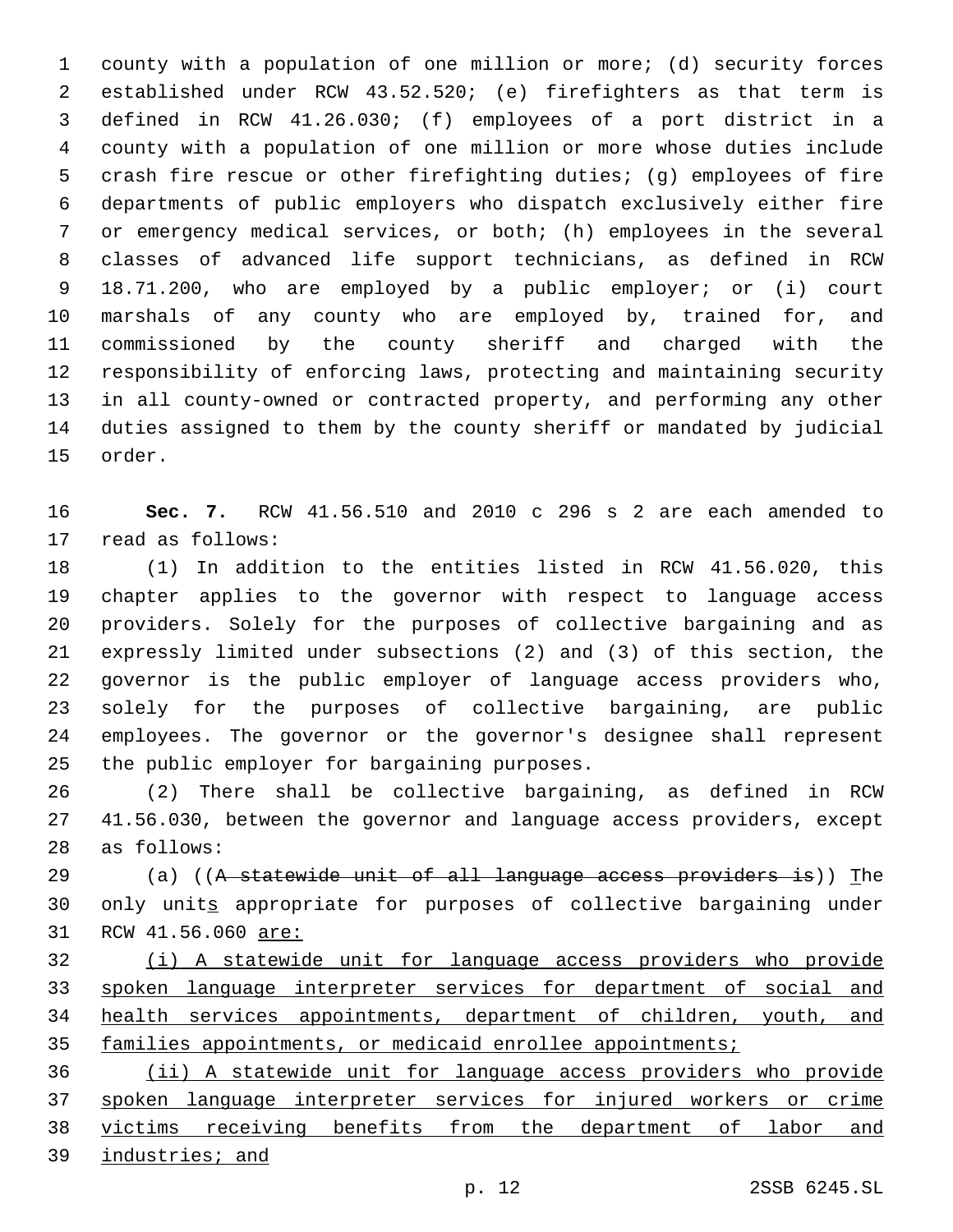county with a population of one million or more; (d) security forces established under RCW 43.52.520; (e) firefighters as that term is defined in RCW 41.26.030; (f) employees of a port district in a county with a population of one million or more whose duties include crash fire rescue or other firefighting duties; (g) employees of fire departments of public employers who dispatch exclusively either fire or emergency medical services, or both; (h) employees in the several classes of advanced life support technicians, as defined in RCW 18.71.200, who are employed by a public employer; or (i) court marshals of any county who are employed by, trained for, and commissioned by the county sheriff and charged with the responsibility of enforcing laws, protecting and maintaining security in all county-owned or contracted property, and performing any other duties assigned to them by the county sheriff or mandated by judicial order.

**Sec. 7.** RCW 41.56.510 and 2010 c 296 s 2 are each amended to read as follows:

(1) In addition to the entities listed in RCW 41.56.020, this chapter applies to the governor with respect to language access providers. Solely for the purposes of collective bargaining and as expressly limited under subsections (2) and (3) of this section, the governor is the public employer of language access providers who, solely for the purposes of collective bargaining, are public employees. The governor or the governor's designee shall represent the public employer for bargaining purposes.

(2) There shall be collective bargaining, as defined in RCW 41.56.030, between the governor and language access providers, except as follows:

(a) ((~~A statewide unit of all language access providers is~~)) <u>T</u>he only unit<u>s</u> appropriate for purposes of collective bargaining under RCW 41.56.060 <u>are:</u>

<u>(i) A statewide unit for language access providers who provide spoken language interpreter services for department of social and health services appointments, department of children, youth, and families appointments, or medicaid enrollee appointments;</u>

<u>(ii) A statewide unit for language access providers who provide spoken language interpreter services for injured workers or crime victims receiving benefits from the department of labor and industries; and</u>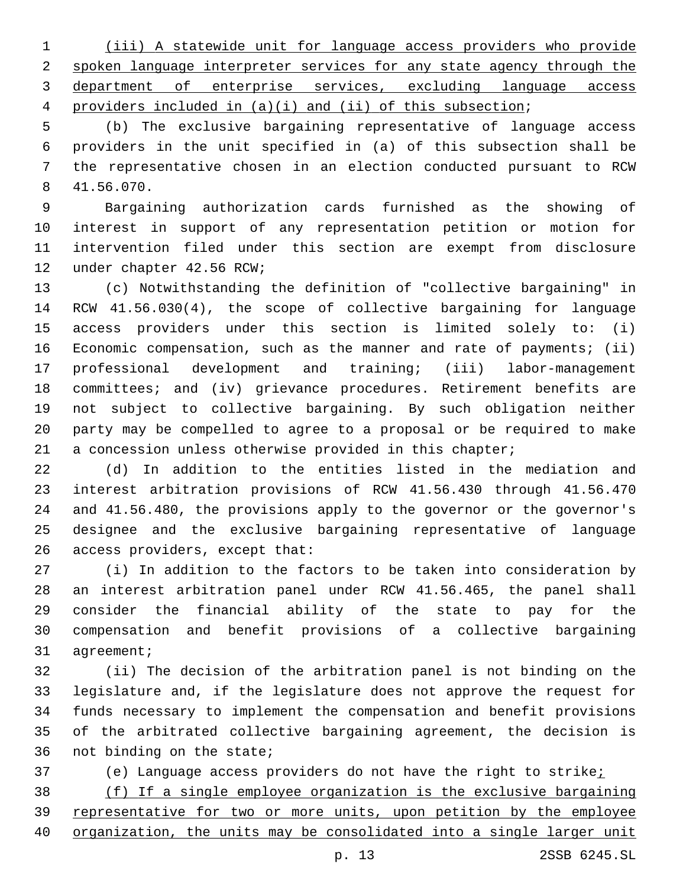(iii) A statewide unit for language access providers who provide spoken language interpreter services for any state agency through the department of enterprise services, excluding language access providers included in (a)(i) and (ii) of this subsection;

(b) The exclusive bargaining representative of language access providers in the unit specified in (a) of this subsection shall be the representative chosen in an election conducted pursuant to RCW 41.56.070.

Bargaining authorization cards furnished as the showing of interest in support of any representation petition or motion for intervention filed under this section are exempt from disclosure under chapter 42.56 RCW;

(c) Notwithstanding the definition of "collective bargaining" in RCW 41.56.030(4), the scope of collective bargaining for language access providers under this section is limited solely to: (i) Economic compensation, such as the manner and rate of payments; (ii) professional development and training; (iii) labor-management committees; and (iv) grievance procedures. Retirement benefits are not subject to collective bargaining. By such obligation neither party may be compelled to agree to a proposal or be required to make a concession unless otherwise provided in this chapter;

(d) In addition to the entities listed in the mediation and interest arbitration provisions of RCW 41.56.430 through 41.56.470 and 41.56.480, the provisions apply to the governor or the governor's designee and the exclusive bargaining representative of language access providers, except that:

(i) In addition to the factors to be taken into consideration by an interest arbitration panel under RCW 41.56.465, the panel shall consider the financial ability of the state to pay for the compensation and benefit provisions of a collective bargaining agreement;

(ii) The decision of the arbitration panel is not binding on the legislature and, if the legislature does not approve the request for funds necessary to implement the compensation and benefit provisions of the arbitrated collective bargaining agreement, the decision is not binding on the state;

(e) Language access providers do not have the right to strike;

(f) If a single employee organization is the exclusive bargaining representative for two or more units, upon petition by the employee organization, the units may be consolidated into a single larger unit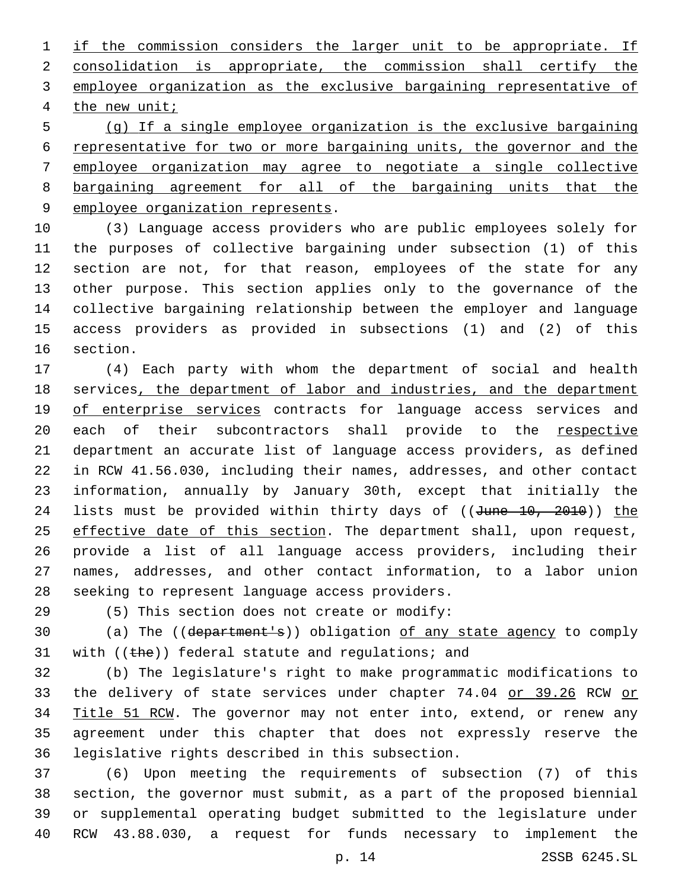if the commission considers the larger unit to be appropriate. If consolidation is appropriate, the commission shall certify the employee organization as the exclusive bargaining representative of the new unit;

(g) If a single employee organization is the exclusive bargaining representative for two or more bargaining units, the governor and the employee organization may agree to negotiate a single collective bargaining agreement for all of the bargaining units that the employee organization represents.

(3) Language access providers who are public employees solely for the purposes of collective bargaining under subsection (1) of this section are not, for that reason, employees of the state for any other purpose. This section applies only to the governance of the collective bargaining relationship between the employer and language access providers as provided in subsections (1) and (2) of this section.

(4) Each party with whom the department of social and health services, the department of labor and industries, and the department of enterprise services contracts for language access services and each of their subcontractors shall provide to the respective department an accurate list of language access providers, as defined in RCW 41.56.030, including their names, addresses, and other contact information, annually by January 30th, except that initially the lists must be provided within thirty days of ((~~June 10, 2010~~)) the effective date of this section. The department shall, upon request, provide a list of all language access providers, including their names, addresses, and other contact information, to a labor union seeking to represent language access providers.

(5) This section does not create or modify:

(a) The ((~~department's~~)) obligation of any state agency to comply with ((~~the~~)) federal statute and regulations; and

(b) The legislature's right to make programmatic modifications to the delivery of state services under chapter 74.04 or 39.26 RCW or Title 51 RCW. The governor may not enter into, extend, or renew any agreement under this chapter that does not expressly reserve the legislative rights described in this subsection.

(6) Upon meeting the requirements of subsection (7) of this section, the governor must submit, as a part of the proposed biennial or supplemental operating budget submitted to the legislature under RCW 43.88.030, a request for funds necessary to implement the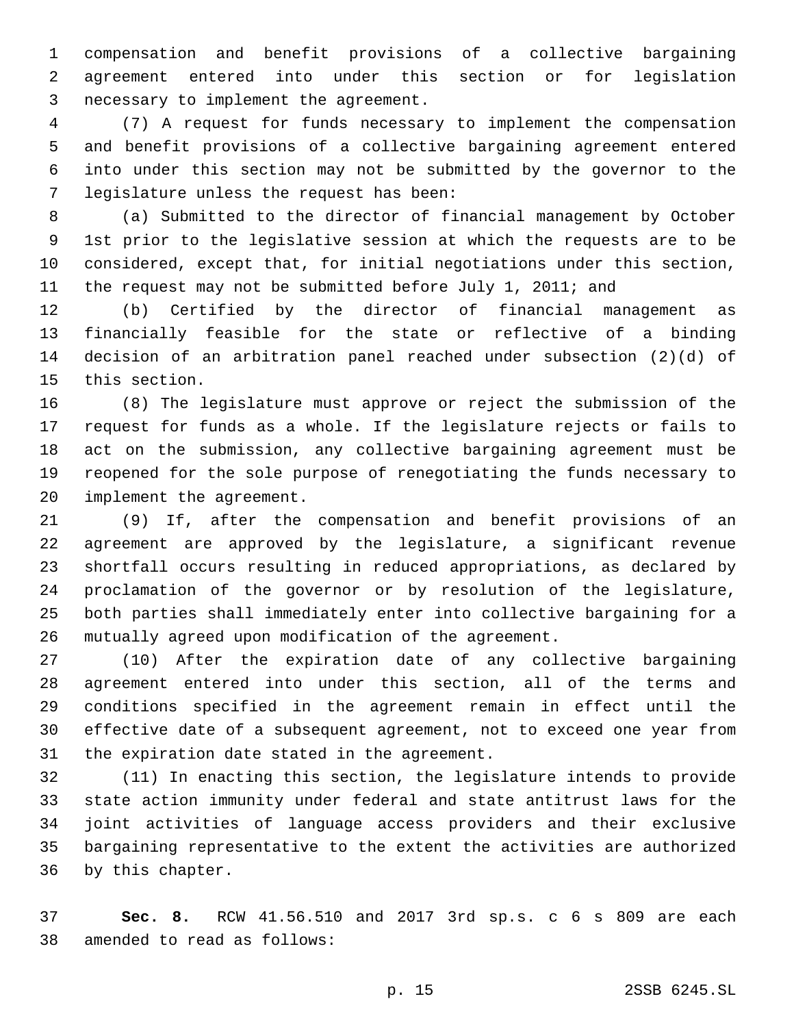compensation and benefit provisions of a collective bargaining agreement entered into under this section or for legislation necessary to implement the agreement.

(7) A request for funds necessary to implement the compensation and benefit provisions of a collective bargaining agreement entered into under this section may not be submitted by the governor to the legislature unless the request has been:

(a) Submitted to the director of financial management by October 1st prior to the legislative session at which the requests are to be considered, except that, for initial negotiations under this section, the request may not be submitted before July 1, 2011; and

(b) Certified by the director of financial management as financially feasible for the state or reflective of a binding decision of an arbitration panel reached under subsection (2)(d) of this section.

(8) The legislature must approve or reject the submission of the request for funds as a whole. If the legislature rejects or fails to act on the submission, any collective bargaining agreement must be reopened for the sole purpose of renegotiating the funds necessary to implement the agreement.

(9) If, after the compensation and benefit provisions of an agreement are approved by the legislature, a significant revenue shortfall occurs resulting in reduced appropriations, as declared by proclamation of the governor or by resolution of the legislature, both parties shall immediately enter into collective bargaining for a mutually agreed upon modification of the agreement.

(10) After the expiration date of any collective bargaining agreement entered into under this section, all of the terms and conditions specified in the agreement remain in effect until the effective date of a subsequent agreement, not to exceed one year from the expiration date stated in the agreement.

(11) In enacting this section, the legislature intends to provide state action immunity under federal and state antitrust laws for the joint activities of language access providers and their exclusive bargaining representative to the extent the activities are authorized by this chapter.

**Sec. 8.** RCW 41.56.510 and 2017 3rd sp.s. c 6 s 809 are each amended to read as follows: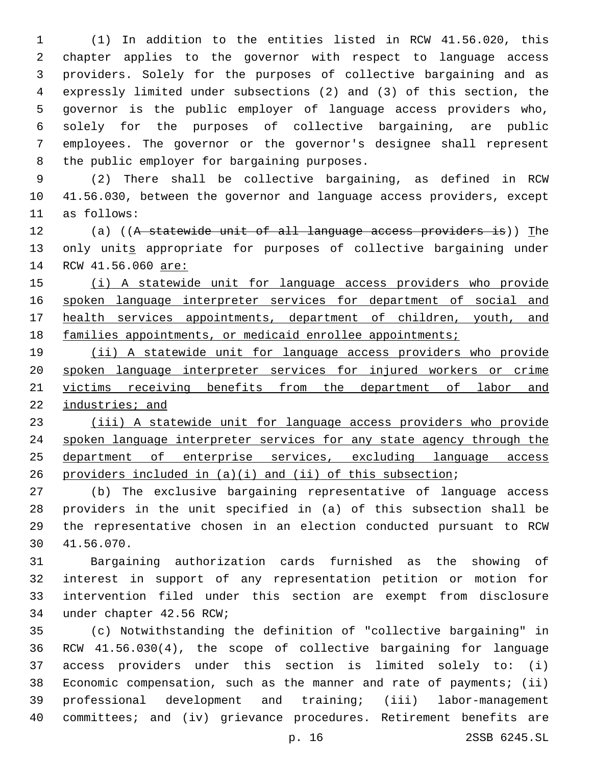(1) In addition to the entities listed in RCW 41.56.020, this chapter applies to the governor with respect to language access providers. Solely for the purposes of collective bargaining and as expressly limited under subsections (2) and (3) of this section, the governor is the public employer of language access providers who, solely for the purposes of collective bargaining, are public employees. The governor or the governor's designee shall represent the public employer for bargaining purposes.

(2) There shall be collective bargaining, as defined in RCW 41.56.030, between the governor and language access providers, except as follows:

(a) ((~~A statewide unit of all language access providers is~~)) <u>T</u>he only unit<u>s</u> appropriate for purposes of collective bargaining under RCW 41.56.060 <u>are:</u>

<u>(i) A statewide unit for language access providers who provide spoken language interpreter services for department of social and health services appointments, department of children, youth, and families appointments, or medicaid enrollee appointments;</u>

<u>(ii) A statewide unit for language access providers who provide spoken language interpreter services for injured workers or crime victims receiving benefits from the department of labor and industries; and</u>

<u>(iii) A statewide unit for language access providers who provide spoken language interpreter services for any state agency through the department of enterprise services, excluding language access providers included in (a)(i) and (ii) of this subsection</u>;

(b) The exclusive bargaining representative of language access providers in the unit specified in (a) of this subsection shall be the representative chosen in an election conducted pursuant to RCW 41.56.070.

Bargaining authorization cards furnished as the showing of interest in support of any representation petition or motion for intervention filed under this section are exempt from disclosure under chapter 42.56 RCW;

(c) Notwithstanding the definition of "collective bargaining" in RCW 41.56.030(4), the scope of collective bargaining for language access providers under this section is limited solely to: (i) Economic compensation, such as the manner and rate of payments; (ii) professional development and training; (iii) labor-management committees; and (iv) grievance procedures. Retirement benefits are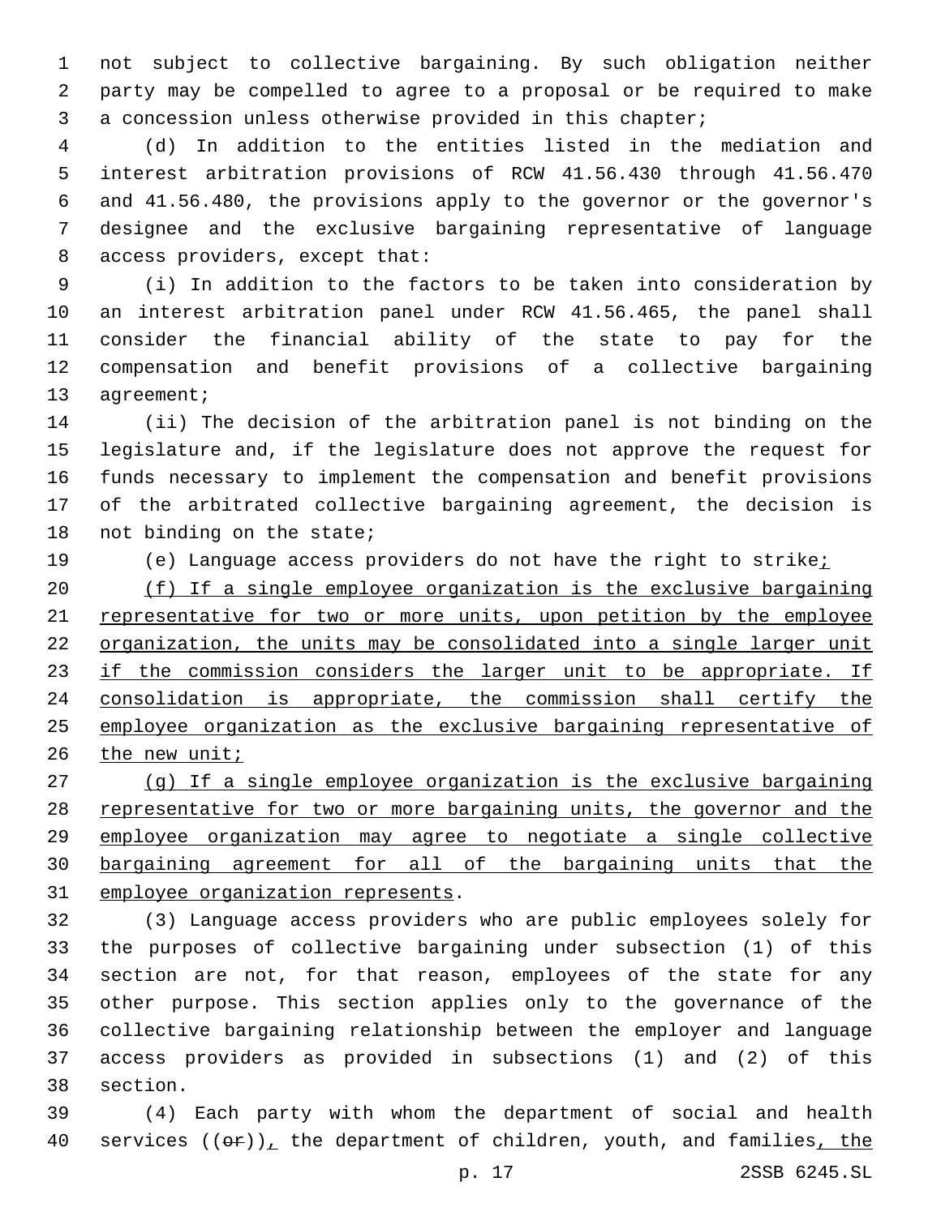not subject to collective bargaining. By such obligation neither party may be compelled to agree to a proposal or be required to make a concession unless otherwise provided in this chapter;

(d) In addition to the entities listed in the mediation and interest arbitration provisions of RCW 41.56.430 through 41.56.470 and 41.56.480, the provisions apply to the governor or the governor's designee and the exclusive bargaining representative of language access providers, except that:

(i) In addition to the factors to be taken into consideration by an interest arbitration panel under RCW 41.56.465, the panel shall consider the financial ability of the state to pay for the compensation and benefit provisions of a collective bargaining agreement;

(ii) The decision of the arbitration panel is not binding on the legislature and, if the legislature does not approve the request for funds necessary to implement the compensation and benefit provisions of the arbitrated collective bargaining agreement, the decision is not binding on the state;

(e) Language access providers do not have the right to strike<u>;</u>

<u>(f) If a single employee organization is the exclusive bargaining representative for two or more units, upon petition by the employee organization, the units may be consolidated into a single larger unit if the commission considers the larger unit to be appropriate. If consolidation is appropriate, the commission shall certify the employee organization as the exclusive bargaining representative of the new unit;</u>

<u>(g) If a single employee organization is the exclusive bargaining representative for two or more bargaining units, the governor and the employee organization may agree to negotiate a single collective bargaining agreement for all of the bargaining units that the employee organization represents</u>.

(3) Language access providers who are public employees solely for the purposes of collective bargaining under subsection (1) of this section are not, for that reason, employees of the state for any other purpose. This section applies only to the governance of the collective bargaining relationship between the employer and language access providers as provided in subsections (1) and (2) of this section.

(4) Each party with whom the department of social and health services ((~~or~~))<u>,</u> the department of children, youth, and families<u>, the</u>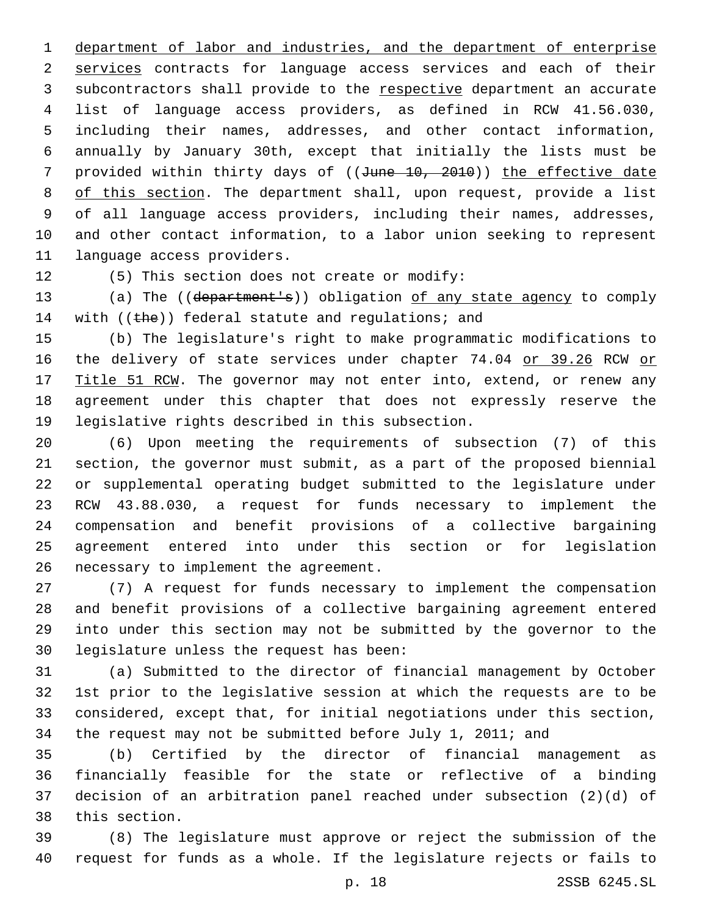department of labor and industries, and the department of enterprise services contracts for language access services and each of their subcontractors shall provide to the respective department an accurate list of language access providers, as defined in RCW 41.56.030, including their names, addresses, and other contact information, annually by January 30th, except that initially the lists must be provided within thirty days of ((June 10, 2010)) the effective date of this section. The department shall, upon request, provide a list of all language access providers, including their names, addresses, and other contact information, to a labor union seeking to represent language access providers.

(5) This section does not create or modify:

(a) The ((department's)) obligation of any state agency to comply with ((the)) federal statute and regulations; and

(b) The legislature's right to make programmatic modifications to the delivery of state services under chapter 74.04 or 39.26 RCW or Title 51 RCW. The governor may not enter into, extend, or renew any agreement under this chapter that does not expressly reserve the legislative rights described in this subsection.

(6) Upon meeting the requirements of subsection (7) of this section, the governor must submit, as a part of the proposed biennial or supplemental operating budget submitted to the legislature under RCW 43.88.030, a request for funds necessary to implement the compensation and benefit provisions of a collective bargaining agreement entered into under this section or for legislation necessary to implement the agreement.

(7) A request for funds necessary to implement the compensation and benefit provisions of a collective bargaining agreement entered into under this section may not be submitted by the governor to the legislature unless the request has been:

(a) Submitted to the director of financial management by October 1st prior to the legislative session at which the requests are to be considered, except that, for initial negotiations under this section, the request may not be submitted before July 1, 2011; and

(b) Certified by the director of financial management as financially feasible for the state or reflective of a binding decision of an arbitration panel reached under subsection (2)(d) of this section.

(8) The legislature must approve or reject the submission of the request for funds as a whole. If the legislature rejects or fails to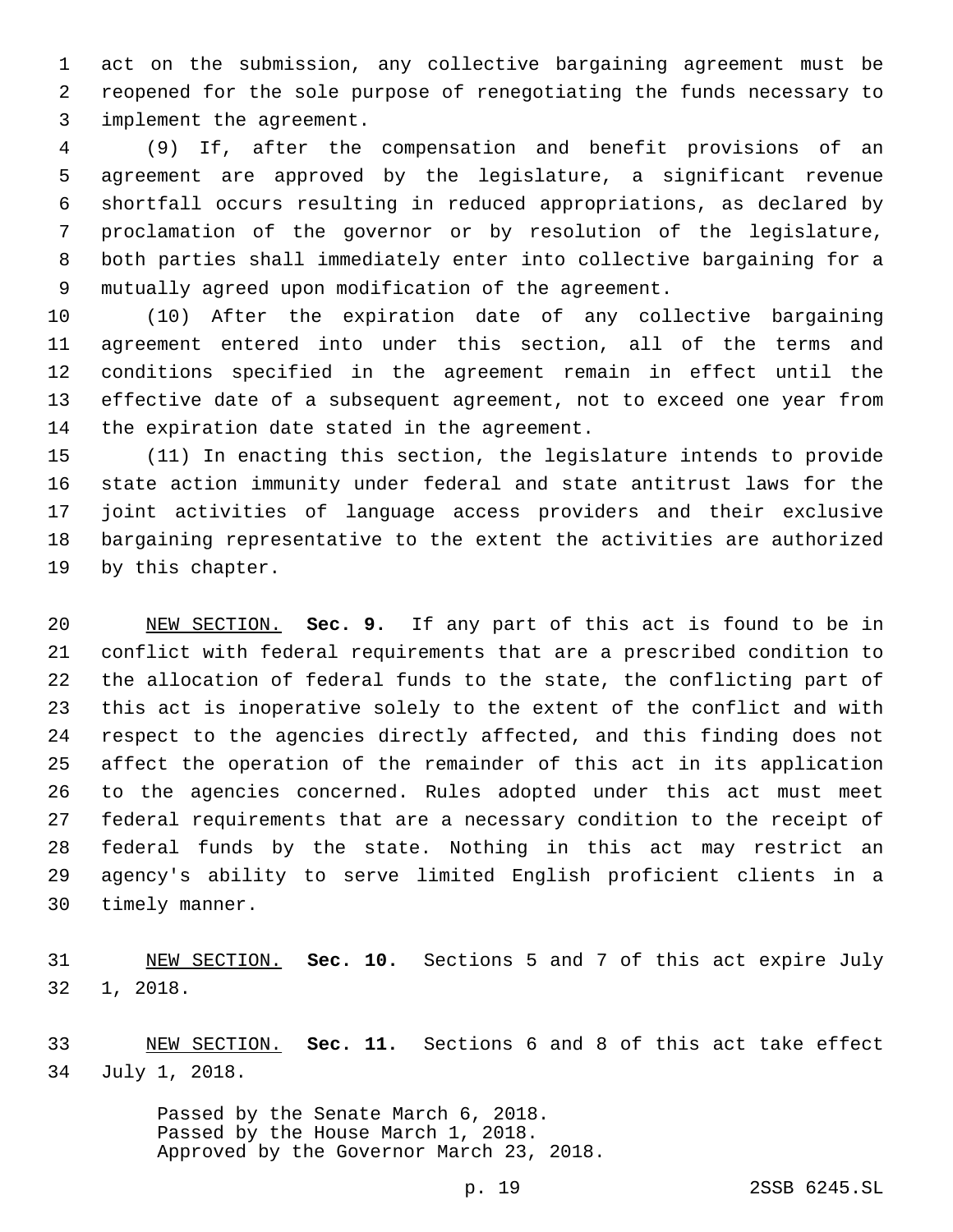act on the submission, any collective bargaining agreement must be reopened for the sole purpose of renegotiating the funds necessary to implement the agreement.

(9) If, after the compensation and benefit provisions of an agreement are approved by the legislature, a significant revenue shortfall occurs resulting in reduced appropriations, as declared by proclamation of the governor or by resolution of the legislature, both parties shall immediately enter into collective bargaining for a mutually agreed upon modification of the agreement.

(10) After the expiration date of any collective bargaining agreement entered into under this section, all of the terms and conditions specified in the agreement remain in effect until the effective date of a subsequent agreement, not to exceed one year from the expiration date stated in the agreement.

(11) In enacting this section, the legislature intends to provide state action immunity under federal and state antitrust laws for the joint activities of language access providers and their exclusive bargaining representative to the extent the activities are authorized by this chapter.

NEW SECTION. **Sec. 9.** If any part of this act is found to be in conflict with federal requirements that are a prescribed condition to the allocation of federal funds to the state, the conflicting part of this act is inoperative solely to the extent of the conflict and with respect to the agencies directly affected, and this finding does not affect the operation of the remainder of this act in its application to the agencies concerned. Rules adopted under this act must meet federal requirements that are a necessary condition to the receipt of federal funds by the state. Nothing in this act may restrict an agency's ability to serve limited English proficient clients in a timely manner.

NEW SECTION. **Sec. 10.** Sections 5 and 7 of this act expire July 1, 2018.

NEW SECTION. **Sec. 11.** Sections 6 and 8 of this act take effect July 1, 2018.

Passed by the Senate March 6, 2018.
Passed by the House March 1, 2018.
Approved by the Governor March 23, 2018.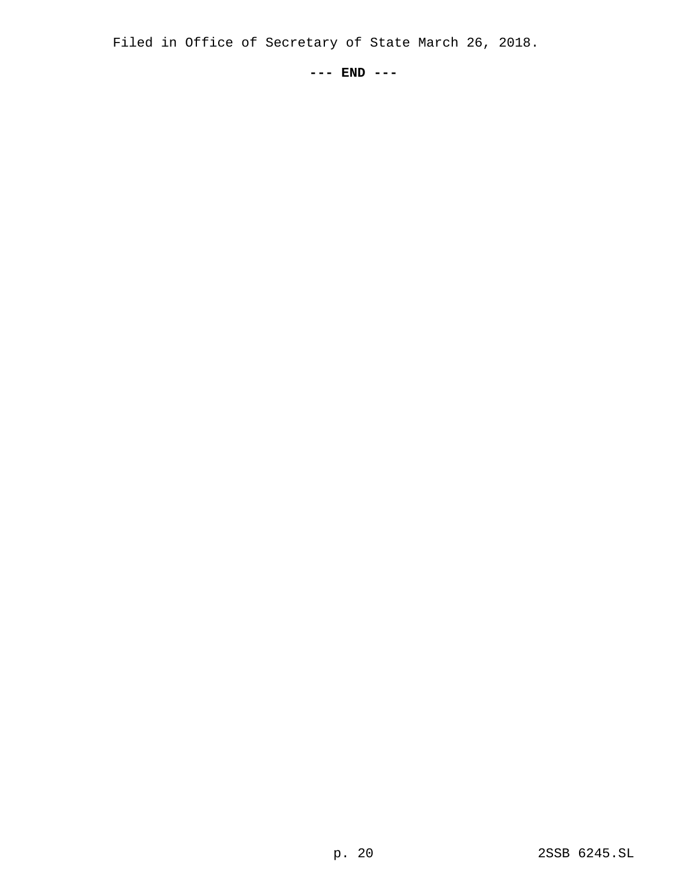Filed in Office of Secretary of State March 26, 2018.

**--- END ---**